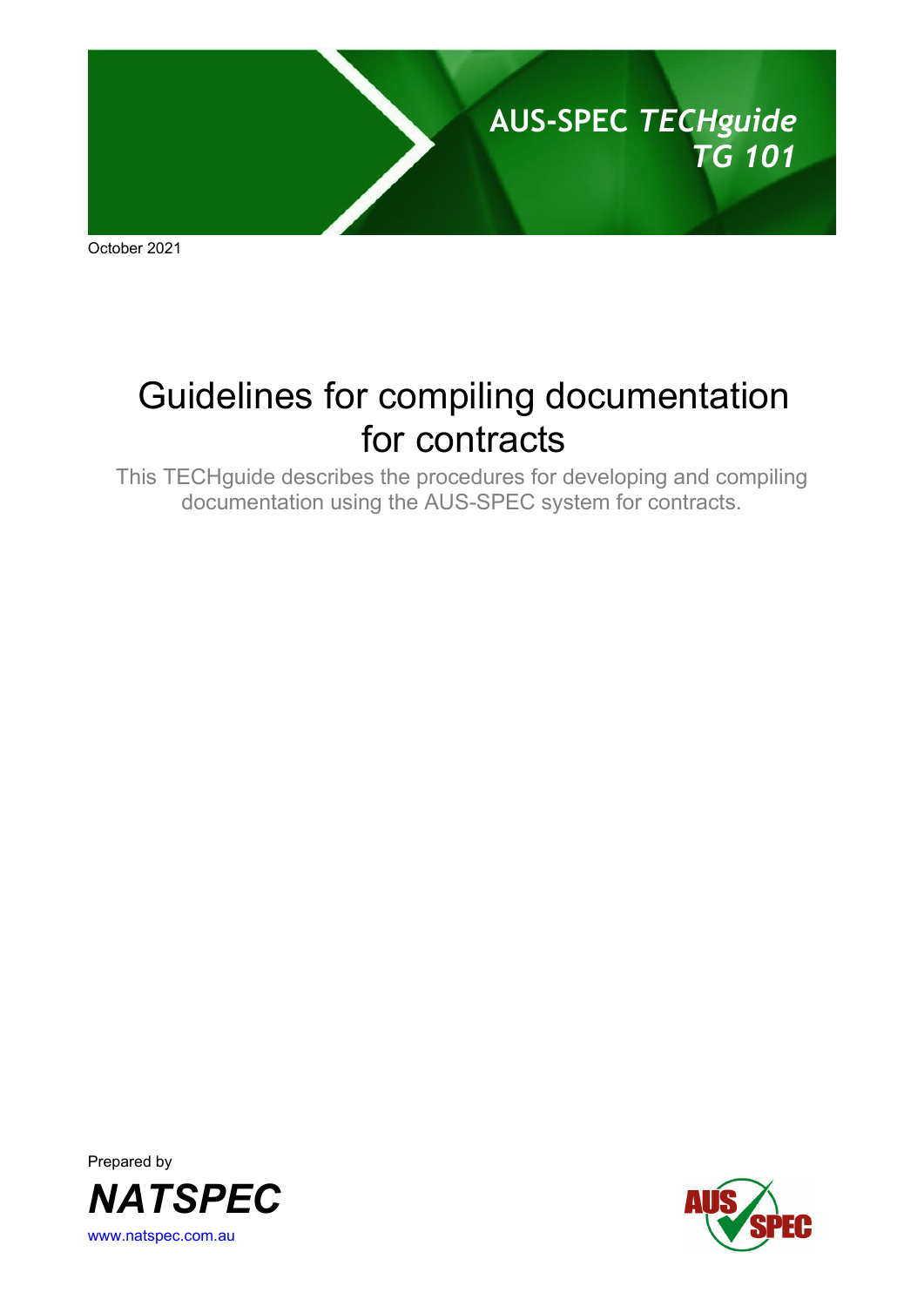**AUS-SPEC *TECHguide***
***TG 101***

October 2021

# Guidelines for compiling documentation for contracts

This TECHguide describes the procedures for developing and compiling documentation using the AUS-SPEC system for contracts.

Prepared by

***NATSPEC***

www.natspec.com.au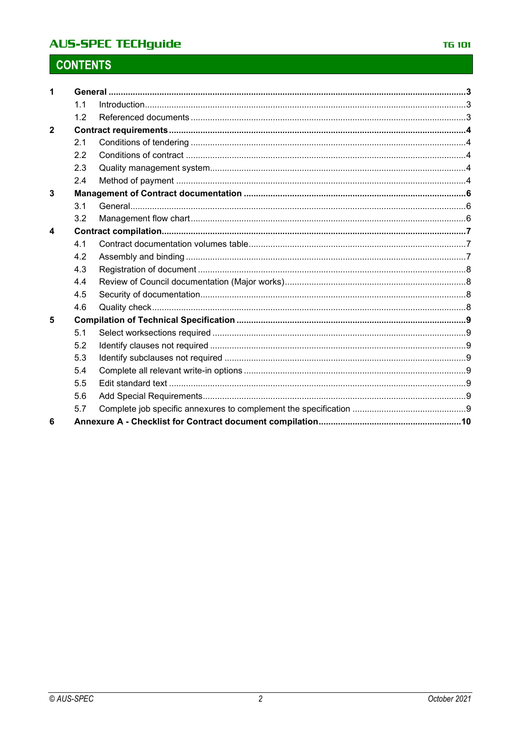# CONTENTS

| | | | |
|---|---|---|---|
| **1** | **General** | | **3** |
| | 1.1 | Introduction | 3 |
| | 1.2 | Referenced documents | 3 |
| **2** | **Contract requirements** | | **4** |
| | 2.1 | Conditions of tendering | 4 |
| | 2.2 | Conditions of contract | 4 |
| | 2.3 | Quality management system | 4 |
| | 2.4 | Method of payment | 4 |
| **3** | **Management of Contract documentation** | | **6** |
| | 3.1 | General | 6 |
| | 3.2 | Management flow chart | 6 |
| **4** | **Contract compilation** | | **7** |
| | 4.1 | Contract documentation volumes table | 7 |
| | 4.2 | Assembly and binding | 7 |
| | 4.3 | Registration of document | 8 |
| | 4.4 | Review of Council documentation (Major works) | 8 |
| | 4.5 | Security of documentation | 8 |
| | 4.6 | Quality check | 8 |
| **5** | **Compilation of Technical Specification** | | **9** |
| | 5.1 | Select worksections required | 9 |
| | 5.2 | Identify clauses not required | 9 |
| | 5.3 | Identify subclauses not required | 9 |
| | 5.4 | Complete all relevant write-in options | 9 |
| | 5.5 | Edit standard text | 9 |
| | 5.6 | Add Special Requirements | 9 |
| | 5.7 | Complete job specific annexures to complement the specification | 9 |
| **6** | **Annexure A - Checklist for Contract document compilation** | | **10** |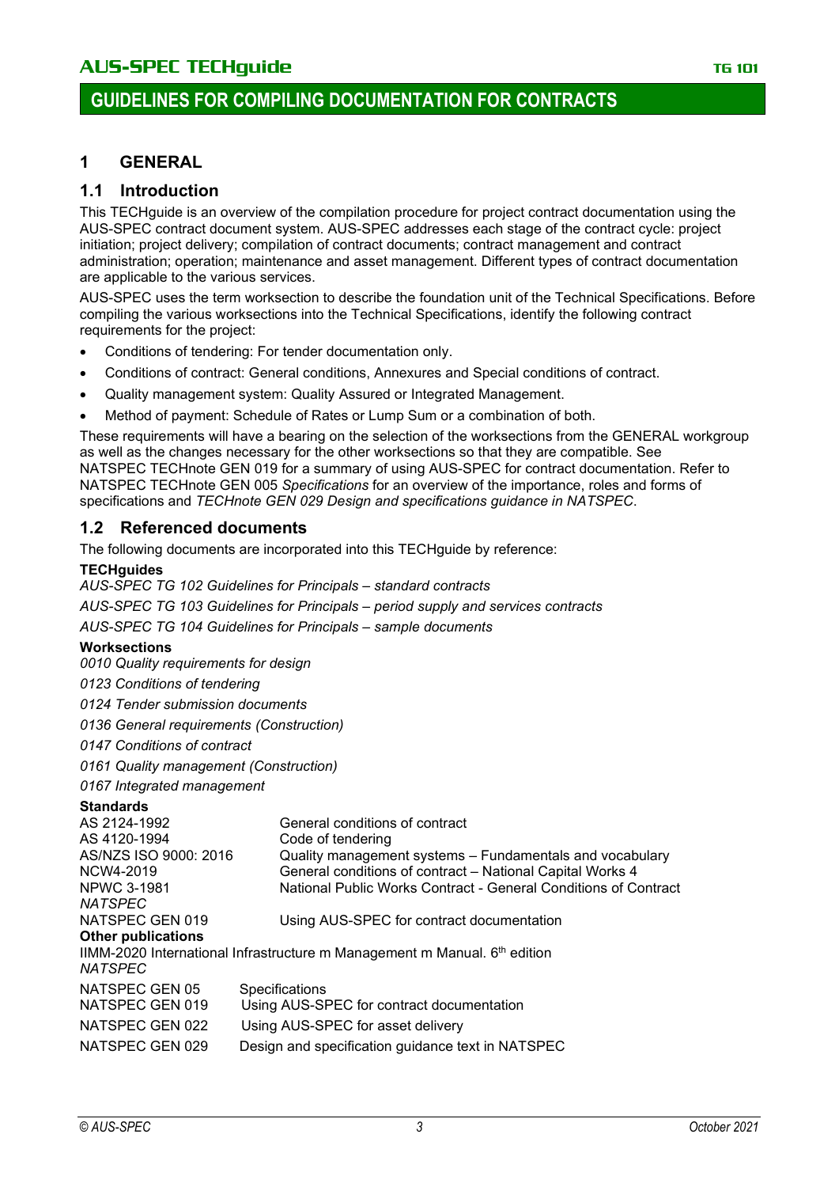# GUIDELINES FOR COMPILING DOCUMENTATION FOR CONTRACTS

## 1 GENERAL

### 1.1 Introduction

This TECHguide is an overview of the compilation procedure for project contract documentation using the AUS-SPEC contract document system. AUS-SPEC addresses each stage of the contract cycle: project initiation; project delivery; compilation of contract documents; contract management and contract administration; operation; maintenance and asset management. Different types of contract documentation are applicable to the various services.

AUS-SPEC uses the term worksection to describe the foundation unit of the Technical Specifications. Before compiling the various worksections into the Technical Specifications, identify the following contract requirements for the project:

- Conditions of tendering: For tender documentation only.
- Conditions of contract: General conditions, Annexures and Special conditions of contract.
- Quality management system: Quality Assured or Integrated Management.
- Method of payment: Schedule of Rates or Lump Sum or a combination of both.

These requirements will have a bearing on the selection of the worksections from the GENERAL workgroup as well as the changes necessary for the other worksections so that they are compatible. See NATSPEC TECHnote GEN 019 for a summary of using AUS-SPEC for contract documentation. Refer to NATSPEC TECHnote GEN 005 *Specifications* for an overview of the importance, roles and forms of specifications and *TECHnote GEN 029 Design and specifications guidance in NATSPEC*.

### 1.2 Referenced documents

The following documents are incorporated into this TECHguide by reference:

**TECHguides**

*AUS-SPEC TG 102 Guidelines for Principals – standard contracts*

*AUS-SPEC TG 103 Guidelines for Principals – period supply and services contracts*

*AUS-SPEC TG 104 Guidelines for Principals – sample documents*

**Worksections**

*0010 Quality requirements for design*

*0123 Conditions of tendering*

*0124 Tender submission documents*

*0136 General requirements (Construction)*

*0147 Conditions of contract*

*0161 Quality management (Construction)*

*0167 Integrated management*

**Standards**

| | |
|---|---|
| AS 2124-1992 | General conditions of contract |
| AS 4120-1994 | Code of tendering |
| AS/NZS ISO 9000: 2016 | Quality management systems – Fundamentals and vocabulary |
| NCW4-2019 | General conditions of contract – National Capital Works 4 |
| NPWC 3-1981 | National Public Works Contract - General Conditions of Contract |

*NATSPEC*

| | |
|---|---|
| NATSPEC GEN 019 | Using AUS-SPEC for contract documentation |

**Other publications**

IIMM-2020 International Infrastructure m Management m Manual. 6th edition

*NATSPEC*

| | |
|---|---|
| NATSPEC GEN 05 | Specifications |
| NATSPEC GEN 019 | Using AUS-SPEC for contract documentation |
| NATSPEC GEN 022 | Using AUS-SPEC for asset delivery |
| NATSPEC GEN 029 | Design and specification guidance text in NATSPEC |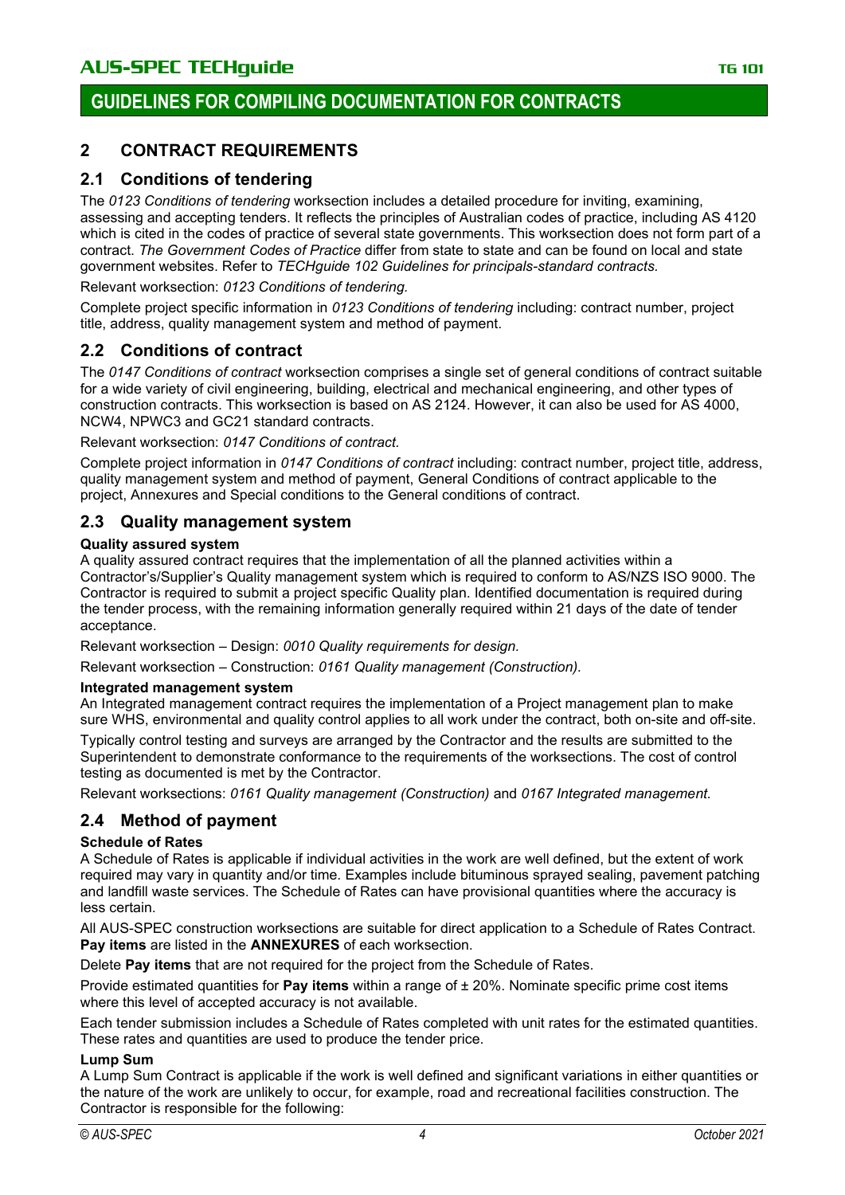## 2 CONTRACT REQUIREMENTS

### 2.1 Conditions of tendering

The *0123 Conditions of tendering* worksection includes a detailed procedure for inviting, examining, assessing and accepting tenders. It reflects the principles of Australian codes of practice, including AS 4120 which is cited in the codes of practice of several state governments. This worksection does not form part of a contract. *The Government Codes of Practice* differ from state to state and can be found on local and state government websites. Refer to *TECHguide 102 Guidelines for principals-standard contracts.*

Relevant worksection: *0123 Conditions of tendering.*

Complete project specific information in *0123 Conditions of tendering* including: contract number, project title, address, quality management system and method of payment.

### 2.2 Conditions of contract

The *0147 Conditions of contract* worksection comprises a single set of general conditions of contract suitable for a wide variety of civil engineering, building, electrical and mechanical engineering, and other types of construction contracts. This worksection is based on AS 2124. However, it can also be used for AS 4000, NCW4, NPWC3 and GC21 standard contracts.

Relevant worksection: *0147 Conditions of contract.*

Complete project information in *0147 Conditions of contract* including: contract number, project title, address, quality management system and method of payment, General Conditions of contract applicable to the project, Annexures and Special conditions to the General conditions of contract.

### 2.3 Quality management system

**Quality assured system**

A quality assured contract requires that the implementation of all the planned activities within a Contractor's/Supplier's Quality management system which is required to conform to AS/NZS ISO 9000. The Contractor is required to submit a project specific Quality plan. Identified documentation is required during the tender process, with the remaining information generally required within 21 days of the date of tender acceptance.

Relevant worksection – Design: *0010 Quality requirements for design.*

Relevant worksection – Construction: *0161 Quality management (Construction).*

**Integrated management system**

An Integrated management contract requires the implementation of a Project management plan to make sure WHS, environmental and quality control applies to all work under the contract, both on-site and off-site.

Typically control testing and surveys are arranged by the Contractor and the results are submitted to the Superintendent to demonstrate conformance to the requirements of the worksections. The cost of control testing as documented is met by the Contractor.

Relevant worksections: *0161 Quality management (Construction)* and *0167 Integrated management.*

### 2.4 Method of payment

**Schedule of Rates**

A Schedule of Rates is applicable if individual activities in the work are well defined, but the extent of work required may vary in quantity and/or time. Examples include bituminous sprayed sealing, pavement patching and landfill waste services. The Schedule of Rates can have provisional quantities where the accuracy is less certain.

All AUS-SPEC construction worksections are suitable for direct application to a Schedule of Rates Contract. **Pay items** are listed in the **ANNEXURES** of each worksection.

Delete **Pay items** that are not required for the project from the Schedule of Rates.

Provide estimated quantities for **Pay items** within a range of ± 20%. Nominate specific prime cost items where this level of accepted accuracy is not available.

Each tender submission includes a Schedule of Rates completed with unit rates for the estimated quantities. These rates and quantities are used to produce the tender price.

**Lump Sum**

A Lump Sum Contract is applicable if the work is well defined and significant variations in either quantities or the nature of the work are unlikely to occur, for example, road and recreational facilities construction. The Contractor is responsible for the following: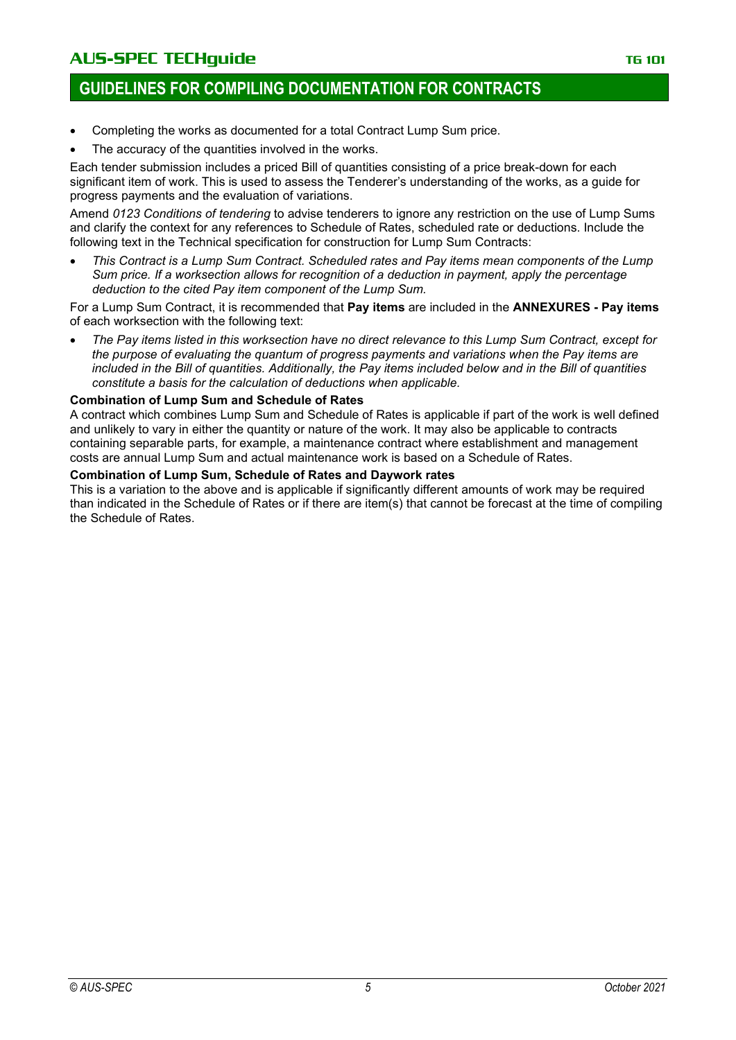- Completing the works as documented for a total Contract Lump Sum price.
- The accuracy of the quantities involved in the works.

Each tender submission includes a priced Bill of quantities consisting of a price break-down for each significant item of work. This is used to assess the Tenderer's understanding of the works, as a guide for progress payments and the evaluation of variations.

Amend *0123 Conditions of tendering* to advise tenderers to ignore any restriction on the use of Lump Sums and clarify the context for any references to Schedule of Rates, scheduled rate or deductions. Include the following text in the Technical specification for construction for Lump Sum Contracts:

- *This Contract is a Lump Sum Contract. Scheduled rates and Pay items mean components of the Lump Sum price. If a worksection allows for recognition of a deduction in payment, apply the percentage deduction to the cited Pay item component of the Lump Sum.*

For a Lump Sum Contract, it is recommended that **Pay items** are included in the **ANNEXURES - Pay items** of each worksection with the following text:

- *The Pay items listed in this worksection have no direct relevance to this Lump Sum Contract, except for the purpose of evaluating the quantum of progress payments and variations when the Pay items are included in the Bill of quantities. Additionally, the Pay items included below and in the Bill of quantities constitute a basis for the calculation of deductions when applicable.*

**Combination of Lump Sum and Schedule of Rates**

A contract which combines Lump Sum and Schedule of Rates is applicable if part of the work is well defined and unlikely to vary in either the quantity or nature of the work. It may also be applicable to contracts containing separable parts, for example, a maintenance contract where establishment and management costs are annual Lump Sum and actual maintenance work is based on a Schedule of Rates.

**Combination of Lump Sum, Schedule of Rates and Daywork rates**

This is a variation to the above and is applicable if significantly different amounts of work may be required than indicated in the Schedule of Rates or if there are item(s) that cannot be forecast at the time of compiling the Schedule of Rates.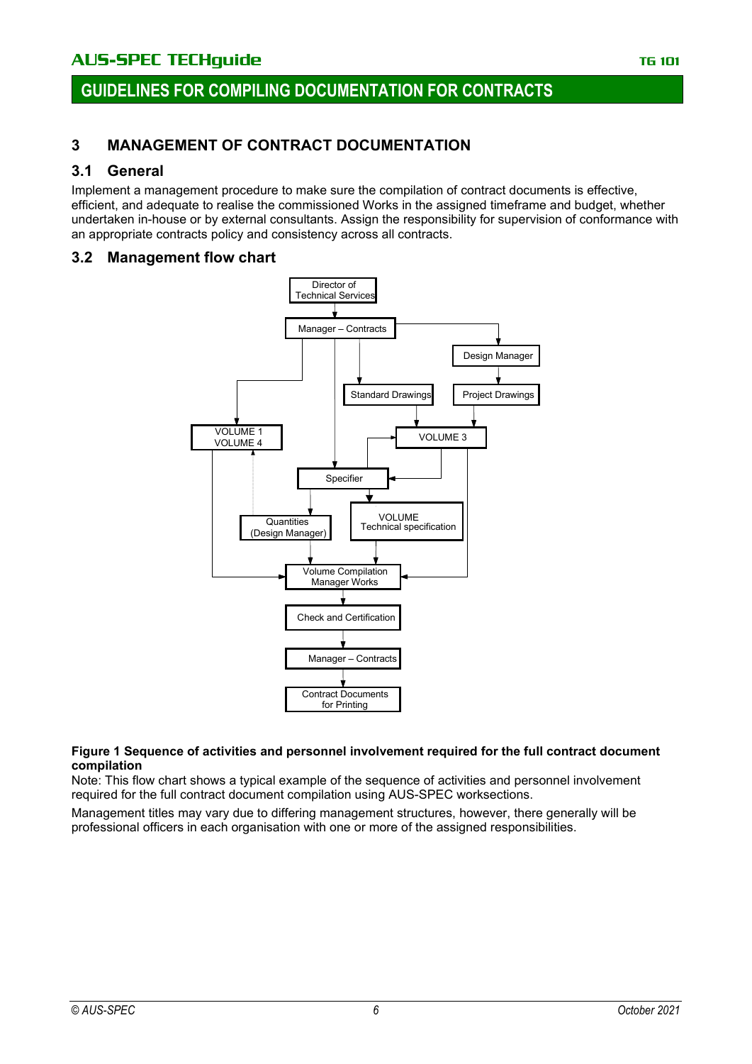# 3 MANAGEMENT OF CONTRACT DOCUMENTATION

## 3.1 General

Implement a management procedure to make sure the compilation of contract documents is effective, efficient, and adequate to realise the commissioned Works in the assigned timeframe and budget, whether undertaken in-house or by external consultants. Assign the responsibility for supervision of conformance with an appropriate contracts policy and consistency across all contracts.

## 3.2 Management flow chart

**Figure 1 Sequence of activities and personnel involvement required for the full contract document compilation**

Note: This flow chart shows a typical example of the sequence of activities and personnel involvement required for the full contract document compilation using AUS-SPEC worksections.

Management titles may vary due to differing management structures, however, there generally will be professional officers in each organisation with one or more of the assigned responsibilities.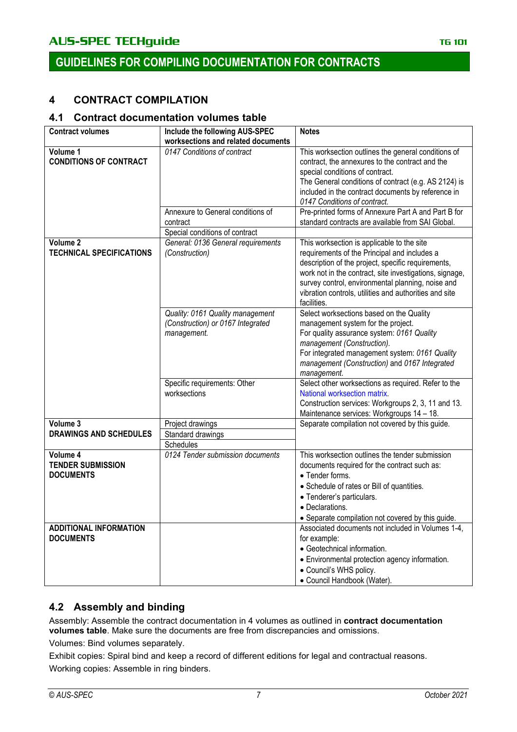## 4 CONTRACT COMPILATION

### 4.1 Contract documentation volumes table

| Contract volumes | Include the following AUS-SPEC worksections and related documents | Notes |
|---|---|---|
| **Volume 1**<br>**CONDITIONS OF CONTRACT** | *0147 Conditions of contract* | This worksection outlines the general conditions of contract, the annexures to the contract and the special conditions of contract.<br>The General conditions of contract (e.g. AS 2124) is included in the contract documents by reference in *0147 Conditions of contract*. |
| | Annexure to General conditions of contract | Pre-printed forms of Annexure Part A and Part B for standard contracts are available from SAI Global. |
| | Special conditions of contract | |
| **Volume 2**<br>**TECHNICAL SPECIFICATIONS** | *General: 0136 General requirements (Construction)* | This worksection is applicable to the site requirements of the Principal and includes a description of the project, specific requirements, work not in the contract, site investigations, signage, survey control, environmental planning, noise and vibration controls, utilities and authorities and site facilities. |
| | *Quality: 0161 Quality management (Construction) or 0167 Integrated management.* | Select worksections based on the Quality management system for the project.<br>For quality assurance system: *0161 Quality management (Construction).*<br>For integrated management system: *0161 Quality management (Construction)* and *0167 Integrated management.* |
| | Specific requirements: Other worksections | Select other worksections as required. Refer to the National worksection matrix.<br>Construction services: Workgroups 2, 3, 11 and 13.<br>Maintenance services: Workgroups 14 – 18. |
| **Volume 3**<br>**DRAWINGS AND SCHEDULES** | Project drawings<br>Standard drawings<br>Schedules | Separate compilation not covered by this guide. |
| **Volume 4**<br>**TENDER SUBMISSION DOCUMENTS** | *0124 Tender submission documents* | This worksection outlines the tender submission documents required for the contract such as:<br>• Tender forms.<br>• Schedule of rates or Bill of quantities.<br>• Tenderer's particulars.<br>• Declarations.<br>• Separate compilation not covered by this guide. |
| **ADDITIONAL INFORMATION DOCUMENTS** | | Associated documents not included in Volumes 1-4, for example:<br>• Geotechnical information.<br>• Environmental protection agency information.<br>• Council's WHS policy.<br>• Council Handbook (Water). |

### 4.2 Assembly and binding

Assembly: Assemble the contract documentation in 4 volumes as outlined in **contract documentation volumes table**. Make sure the documents are free from discrepancies and omissions.

Volumes: Bind volumes separately.

Exhibit copies: Spiral bind and keep a record of different editions for legal and contractual reasons.

Working copies: Assemble in ring binders.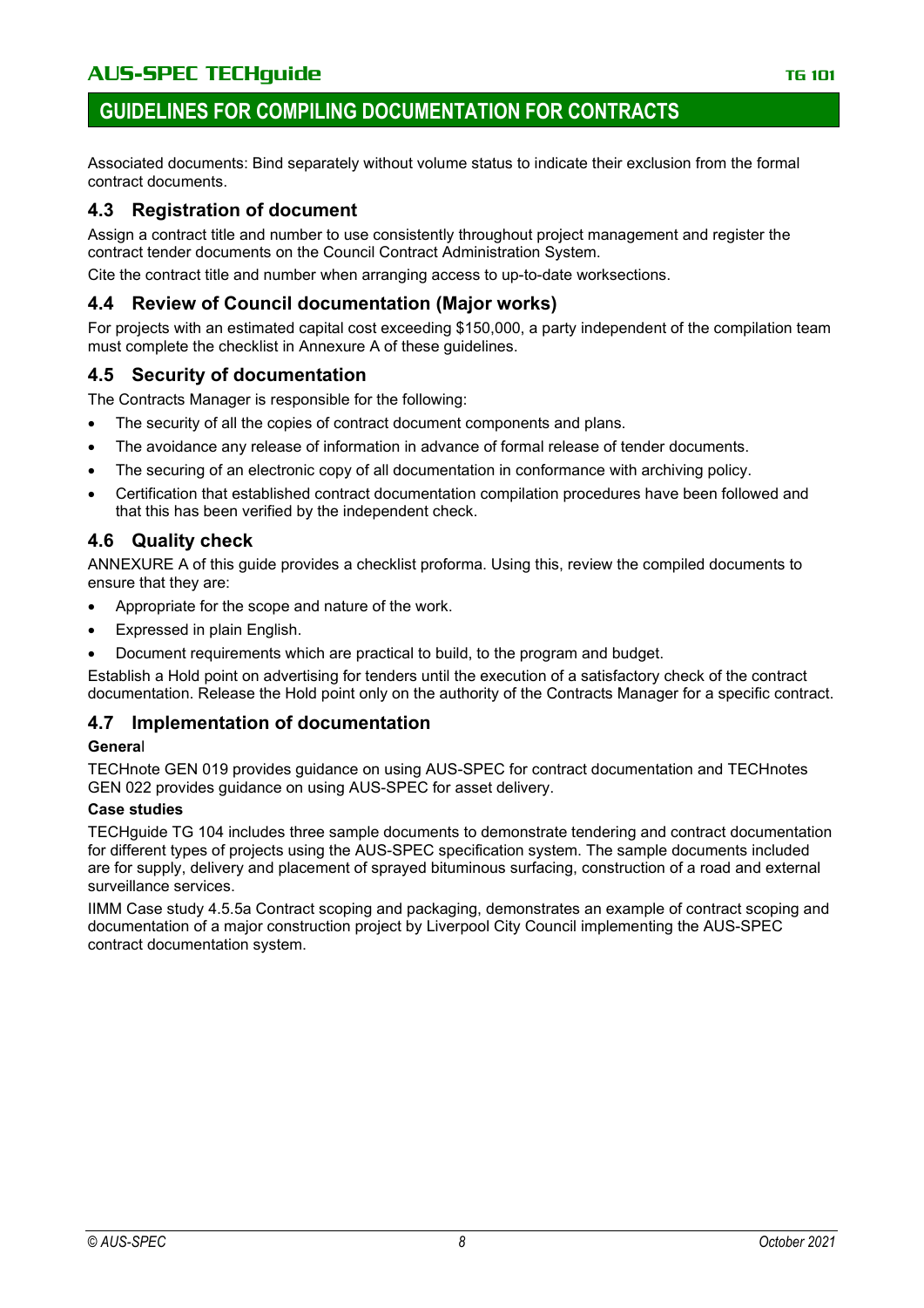Associated documents: Bind separately without volume status to indicate their exclusion from the formal contract documents.

## 4.3 Registration of document

Assign a contract title and number to use consistently throughout project management and register the contract tender documents on the Council Contract Administration System.

Cite the contract title and number when arranging access to up-to-date worksections.

## 4.4 Review of Council documentation (Major works)

For projects with an estimated capital cost exceeding $150,000, a party independent of the compilation team must complete the checklist in Annexure A of these guidelines.

## 4.5 Security of documentation

The Contracts Manager is responsible for the following:

- The security of all the copies of contract document components and plans.
- The avoidance any release of information in advance of formal release of tender documents.
- The securing of an electronic copy of all documentation in conformance with archiving policy.
- Certification that established contract documentation compilation procedures have been followed and that this has been verified by the independent check.

## 4.6 Quality check

ANNEXURE A of this guide provides a checklist proforma. Using this, review the compiled documents to ensure that they are:

- Appropriate for the scope and nature of the work.
- Expressed in plain English.
- Document requirements which are practical to build, to the program and budget.

Establish a Hold point on advertising for tenders until the execution of a satisfactory check of the contract documentation. Release the Hold point only on the authority of the Contracts Manager for a specific contract.

## 4.7 Implementation of documentation

**General**

TECHnote GEN 019 provides guidance on using AUS-SPEC for contract documentation and TECHnotes GEN 022 provides guidance on using AUS-SPEC for asset delivery.

**Case studies**

TECHguide TG 104 includes three sample documents to demonstrate tendering and contract documentation for different types of projects using the AUS-SPEC specification system. The sample documents included are for supply, delivery and placement of sprayed bituminous surfacing, construction of a road and external surveillance services.

IIMM Case study 4.5.5a Contract scoping and packaging, demonstrates an example of contract scoping and documentation of a major construction project by Liverpool City Council implementing the AUS-SPEC contract documentation system.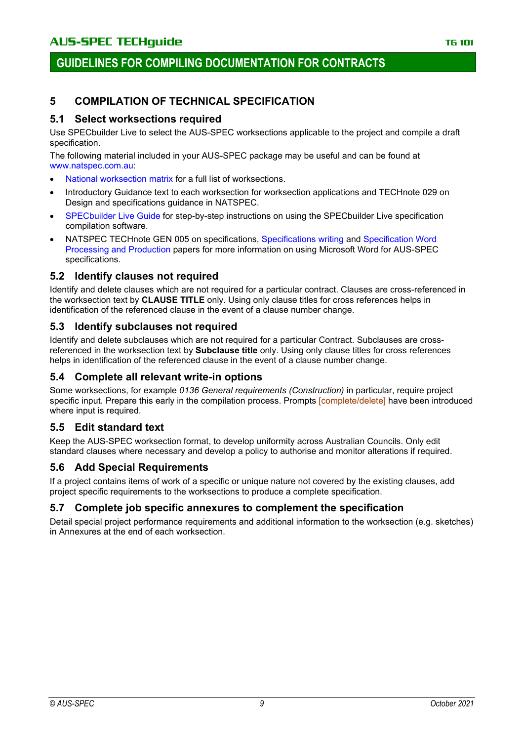# 5 COMPILATION OF TECHNICAL SPECIFICATION

## 5.1 Select worksections required

Use SPECbuilder Live to select the AUS-SPEC worksections applicable to the project and compile a draft specification.

The following material included in your AUS-SPEC package may be useful and can be found at www.natspec.com.au:

- National worksection matrix for a full list of worksections.
- Introductory Guidance text to each worksection for worksection applications and TECHnote 029 on Design and specifications guidance in NATSPEC.
- SPECbuilder Live Guide for step-by-step instructions on using the SPECbuilder Live specification compilation software.
- NATSPEC TECHnote GEN 005 on specifications, Specifications writing and Specification Word Processing and Production papers for more information on using Microsoft Word for AUS-SPEC specifications.

## 5.2 Identify clauses not required

Identify and delete clauses which are not required for a particular contract. Clauses are cross-referenced in the worksection text by **CLAUSE TITLE** only. Using only clause titles for cross references helps in identification of the referenced clause in the event of a clause number change.

## 5.3 Identify subclauses not required

Identify and delete subclauses which are not required for a particular Contract. Subclauses are cross-referenced in the worksection text by **Subclause title** only. Using only clause titles for cross references helps in identification of the referenced clause in the event of a clause number change.

## 5.4 Complete all relevant write-in options

Some worksections, for example *0136 General requirements (Construction)* in particular, require project specific input. Prepare this early in the compilation process. Prompts [complete/delete] have been introduced where input is required.

## 5.5 Edit standard text

Keep the AUS-SPEC worksection format, to develop uniformity across Australian Councils. Only edit standard clauses where necessary and develop a policy to authorise and monitor alterations if required.

## 5.6 Add Special Requirements

If a project contains items of work of a specific or unique nature not covered by the existing clauses, add project specific requirements to the worksections to produce a complete specification.

## 5.7 Complete job specific annexures to complement the specification

Detail special project performance requirements and additional information to the worksection (e.g. sketches) in Annexures at the end of each worksection.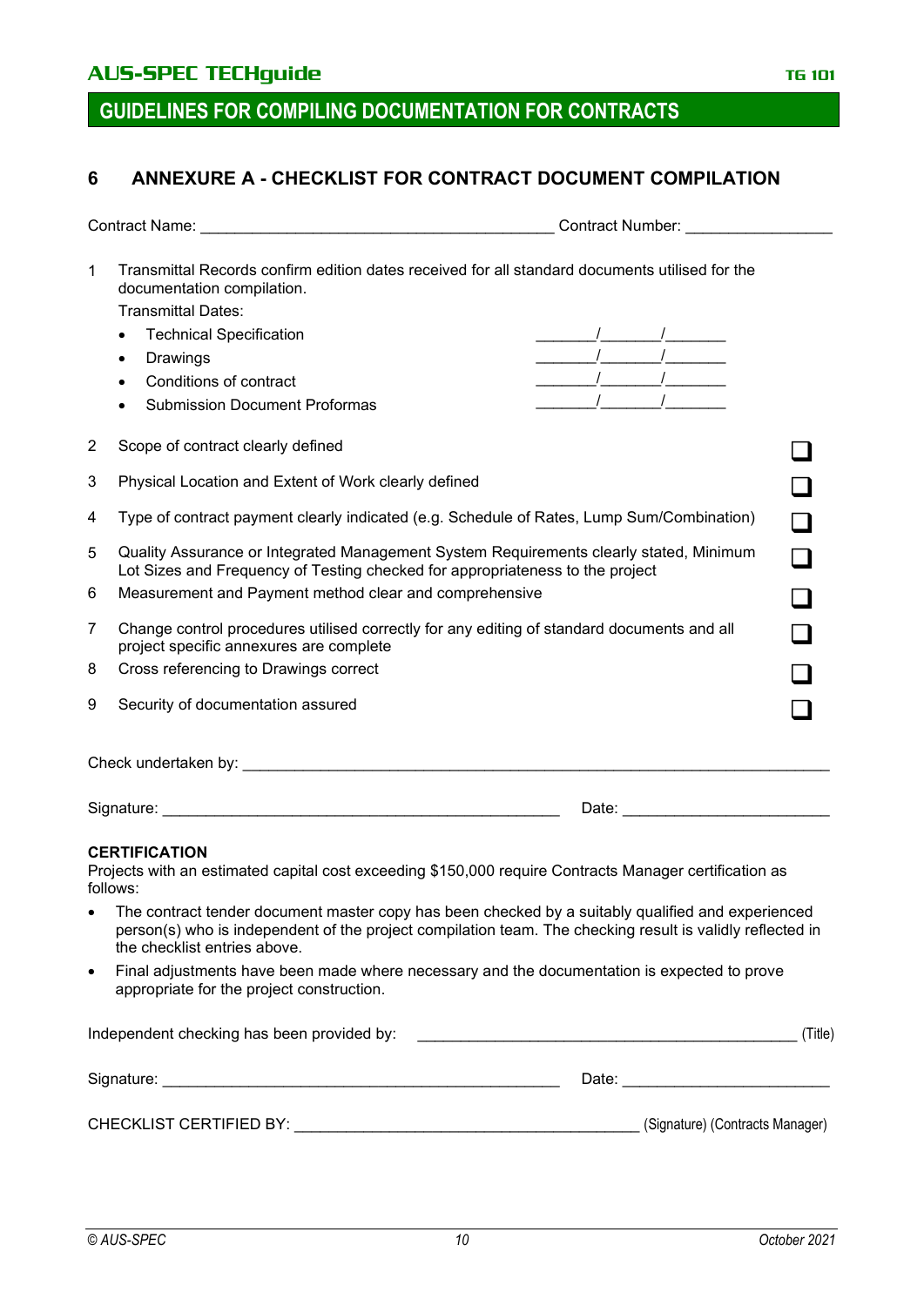## 6 ANNEXURE A - CHECKLIST FOR CONTRACT DOCUMENT COMPILATION

Contract Name: ________________________________________ Contract Number: ________________

1 Transmittal Records confirm edition dates received for all standard documents utilised for the documentation compilation.

Transmittal Dates:

- Technical Specification _______/_______/_______
- Drawings _______/_______/_______
- Conditions of contract _______/_______/_______
- Submission Document Proformas _______/_______/_______

| | | |
|---|---|---|
| 2 | Scope of contract clearly defined | ☐ |
| 3 | Physical Location and Extent of Work clearly defined | ☐ |
| 4 | Type of contract payment clearly indicated (e.g. Schedule of Rates, Lump Sum/Combination) | ☐ |
| 5 | Quality Assurance or Integrated Management System Requirements clearly stated, Minimum Lot Sizes and Frequency of Testing checked for appropriateness to the project | ☐ |
| 6 | Measurement and Payment method clear and comprehensive | ☐ |
| 7 | Change control procedures utilised correctly for any editing of standard documents and all project specific annexures are complete | ☐ |
| 8 | Cross referencing to Drawings correct | ☐ |
| 9 | Security of documentation assured | ☐ |

Check undertaken by: ______________________________________________________________________

Signature: ______________________________________________ Date: ________________________

**CERTIFICATION**

Projects with an estimated capital cost exceeding $150,000 require Contracts Manager certification as follows:

- The contract tender document master copy has been checked by a suitably qualified and experienced person(s) who is independent of the project compilation team. The checking result is validly reflected in the checklist entries above.
- Final adjustments have been made where necessary and the documentation is expected to prove appropriate for the project construction.

Independent checking has been provided by: ______________________________________________ (Title)

Signature: ______________________________________________ Date: ________________________

CHECKLIST CERTIFIED BY: ________________________________________ (Signature) (Contracts Manager)